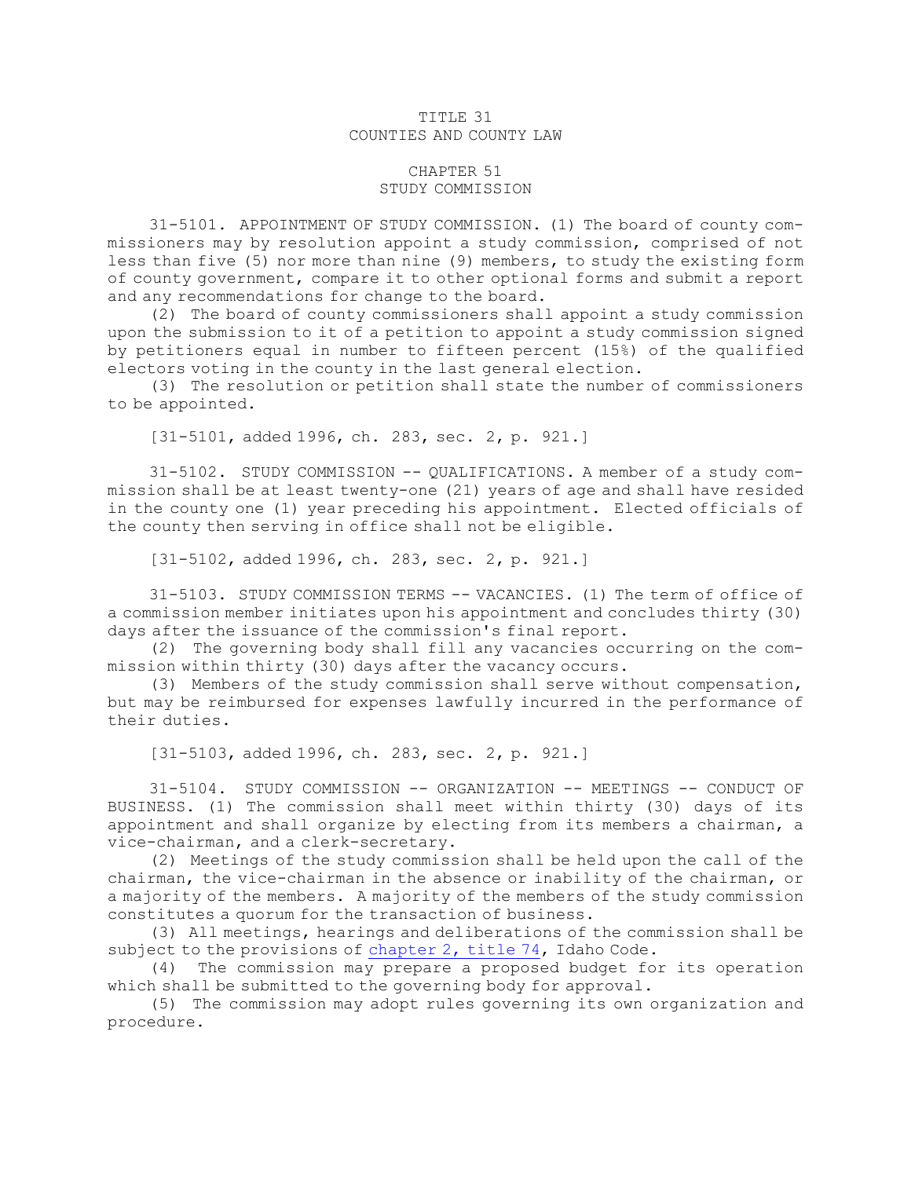# TITLE 31
# COUNTIES AND COUNTY LAW

## CHAPTER 51
## STUDY COMMISSION

31-5101. APPOINTMENT OF STUDY COMMISSION. (1) The board of county commissioners may by resolution appoint a study commission, comprised of not less than five (5) nor more than nine (9) members, to study the existing form of county government, compare it to other optional forms and submit a report and any recommendations for change to the board.

(2) The board of county commissioners shall appoint a study commission upon the submission to it of a petition to appoint a study commission signed by petitioners equal in number to fifteen percent (15%) of the qualified electors voting in the county in the last general election.

(3) The resolution or petition shall state the number of commissioners to be appointed.

[31-5101, added 1996, ch. 283, sec. 2, p. 921.]

31-5102. STUDY COMMISSION -- QUALIFICATIONS. A member of a study commission shall be at least twenty-one (21) years of age and shall have resided in the county one (1) year preceding his appointment. Elected officials of the county then serving in office shall not be eligible.

[31-5102, added 1996, ch. 283, sec. 2, p. 921.]

31-5103. STUDY COMMISSION TERMS -- VACANCIES. (1) The term of office of a commission member initiates upon his appointment and concludes thirty (30) days after the issuance of the commission's final report.

(2) The governing body shall fill any vacancies occurring on the commission within thirty (30) days after the vacancy occurs.

(3) Members of the study commission shall serve without compensation, but may be reimbursed for expenses lawfully incurred in the performance of their duties.

[31-5103, added 1996, ch. 283, sec. 2, p. 921.]

31-5104. STUDY COMMISSION -- ORGANIZATION -- MEETINGS -- CONDUCT OF BUSINESS. (1) The commission shall meet within thirty (30) days of its appointment and shall organize by electing from its members a chairman, a vice-chairman, and a clerk-secretary.

(2) Meetings of the study commission shall be held upon the call of the chairman, the vice-chairman in the absence or inability of the chairman, or a majority of the members. A majority of the members of the study commission constitutes a quorum for the transaction of business.

(3) All meetings, hearings and deliberations of the commission shall be subject to the provisions of chapter 2, title 74, Idaho Code.

(4) The commission may prepare a proposed budget for its operation which shall be submitted to the governing body for approval.

(5) The commission may adopt rules governing its own organization and procedure.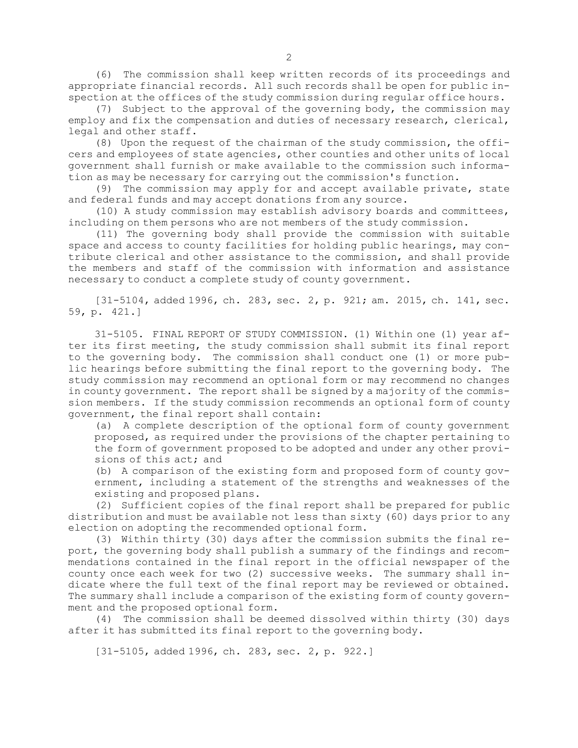(6) The commission shall keep written records of its proceedings and appropriate financial records. All such records shall be open for public inspection at the offices of the study commission during regular office hours.

(7) Subject to the approval of the governing body, the commission may employ and fix the compensation and duties of necessary research, clerical, legal and other staff.

(8) Upon the request of the chairman of the study commission, the officers and employees of state agencies, other counties and other units of local government shall furnish or make available to the commission such information as may be necessary for carrying out the commission's function.

(9) The commission may apply for and accept available private, state and federal funds and may accept donations from any source.

(10) A study commission may establish advisory boards and committees, including on them persons who are not members of the study commission.

(11) The governing body shall provide the commission with suitable space and access to county facilities for holding public hearings, may contribute clerical and other assistance to the commission, and shall provide the members and staff of the commission with information and assistance necessary to conduct a complete study of county government.

[31-5104, added 1996, ch. 283, sec. 2, p. 921; am. 2015, ch. 141, sec. 59, p. 421.]

31-5105. FINAL REPORT OF STUDY COMMISSION. (1) Within one (1) year after its first meeting, the study commission shall submit its final report to the governing body. The commission shall conduct one (1) or more public hearings before submitting the final report to the governing body. The study commission may recommend an optional form or may recommend no changes in county government. The report shall be signed by a majority of the commission members. If the study commission recommends an optional form of county government, the final report shall contain:

(a) A complete description of the optional form of county government proposed, as required under the provisions of the chapter pertaining to the form of government proposed to be adopted and under any other provisions of this act; and

(b) A comparison of the existing form and proposed form of county government, including a statement of the strengths and weaknesses of the existing and proposed plans.

(2) Sufficient copies of the final report shall be prepared for public distribution and must be available not less than sixty (60) days prior to any election on adopting the recommended optional form.

(3) Within thirty (30) days after the commission submits the final report, the governing body shall publish a summary of the findings and recommendations contained in the final report in the official newspaper of the county once each week for two (2) successive weeks. The summary shall indicate where the full text of the final report may be reviewed or obtained. The summary shall include a comparison of the existing form of county government and the proposed optional form.

(4) The commission shall be deemed dissolved within thirty (30) days after it has submitted its final report to the governing body.

[31-5105, added 1996, ch. 283, sec. 2, p. 922.]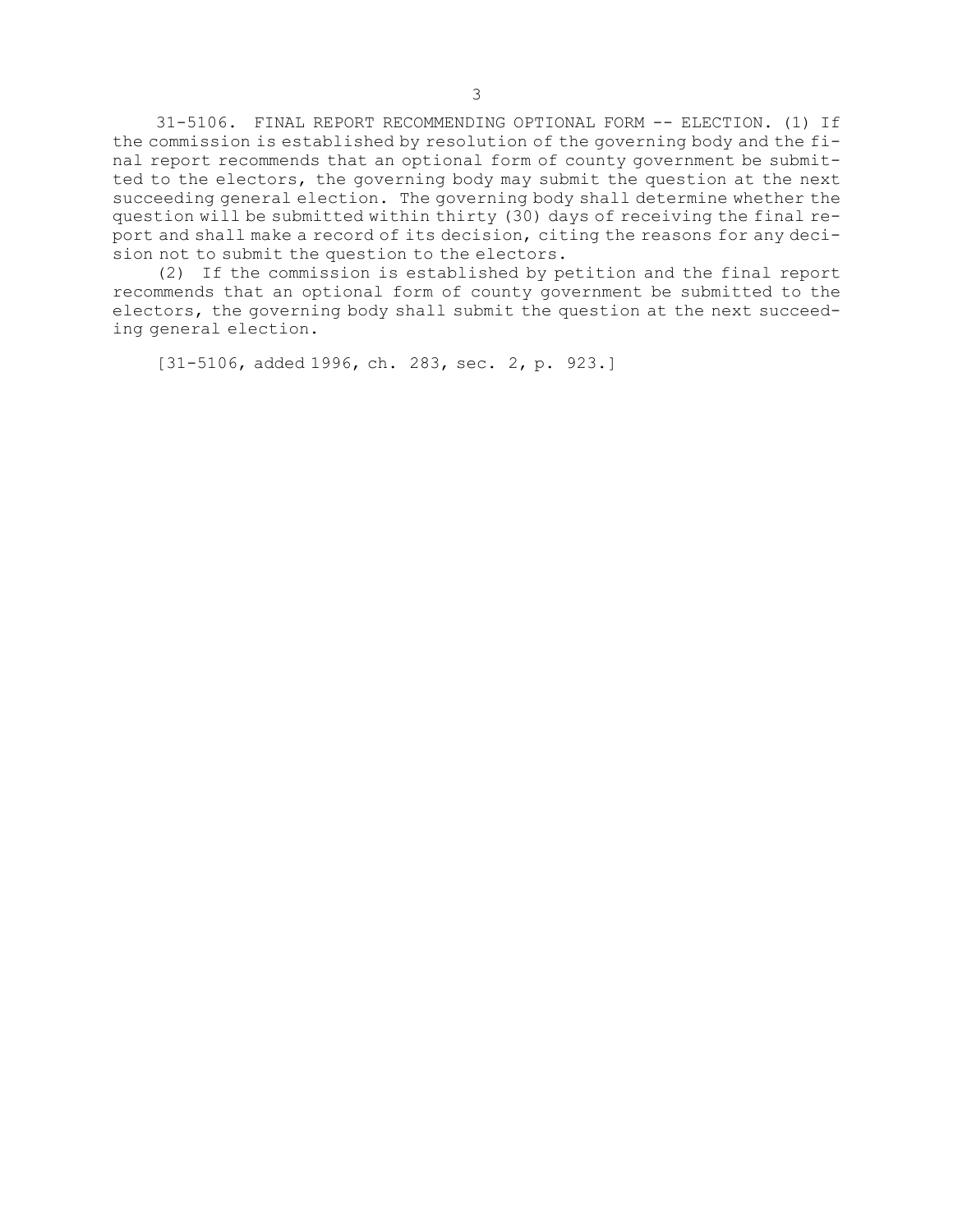31-5106. FINAL REPORT RECOMMENDING OPTIONAL FORM -- ELECTION. (1) If the commission is established by resolution of the governing body and the final report recommends that an optional form of county government be submitted to the electors, the governing body may submit the question at the next succeeding general election. The governing body shall determine whether the question will be submitted within thirty (30) days of receiving the final report and shall make a record of its decision, citing the reasons for any decision not to submit the question to the electors.

(2) If the commission is established by petition and the final report recommends that an optional form of county government be submitted to the electors, the governing body shall submit the question at the next succeeding general election.

[31-5106, added 1996, ch. 283, sec. 2, p. 923.]